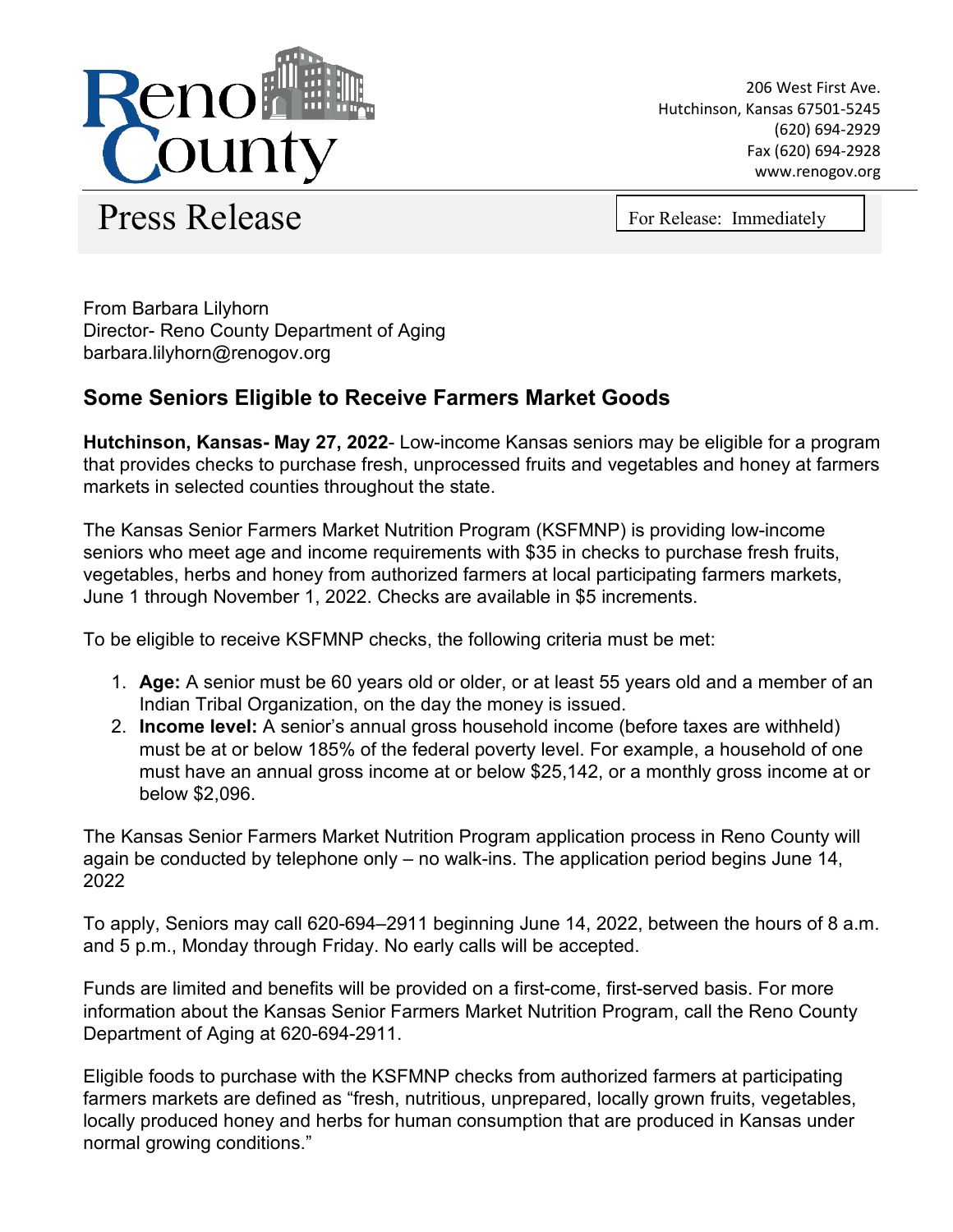Reno County

206 West First Ave.
Hutchinson, Kansas 67501-5245
(620) 694-2929
Fax (620) 694-2928
www.renogov.org

# Press Release

For Release: Immediately

From Barbara Lilyhorn
Director- Reno County Department of Aging
barbara.lilyhorn@renogov.org

## Some Seniors Eligible to Receive Farmers Market Goods

**Hutchinson, Kansas- May 27, 2022**- Low-income Kansas seniors may be eligible for a program that provides checks to purchase fresh, unprocessed fruits and vegetables and honey at farmers markets in selected counties throughout the state.

The Kansas Senior Farmers Market Nutrition Program (KSFMNP) is providing low-income seniors who meet age and income requirements with $35 in checks to purchase fresh fruits, vegetables, herbs and honey from authorized farmers at local participating farmers markets, June 1 through November 1, 2022. Checks are available in $5 increments.

To be eligible to receive KSFMNP checks, the following criteria must be met:

1. **Age:** A senior must be 60 years old or older, or at least 55 years old and a member of an Indian Tribal Organization, on the day the money is issued.
2. **Income level:** A senior's annual gross household income (before taxes are withheld) must be at or below 185% of the federal poverty level. For example, a household of one must have an annual gross income at or below $25,142, or a monthly gross income at or below $2,096.

The Kansas Senior Farmers Market Nutrition Program application process in Reno County will again be conducted by telephone only – no walk-ins. The application period begins June 14, 2022

To apply, Seniors may call 620-694–2911 beginning June 14, 2022, between the hours of 8 a.m. and 5 p.m., Monday through Friday. No early calls will be accepted.

Funds are limited and benefits will be provided on a first-come, first-served basis. For more information about the Kansas Senior Farmers Market Nutrition Program, call the Reno County Department of Aging at 620-694-2911.

Eligible foods to purchase with the KSFMNP checks from authorized farmers at participating farmers markets are defined as "fresh, nutritious, unprepared, locally grown fruits, vegetables, locally produced honey and herbs for human consumption that are produced in Kansas under normal growing conditions."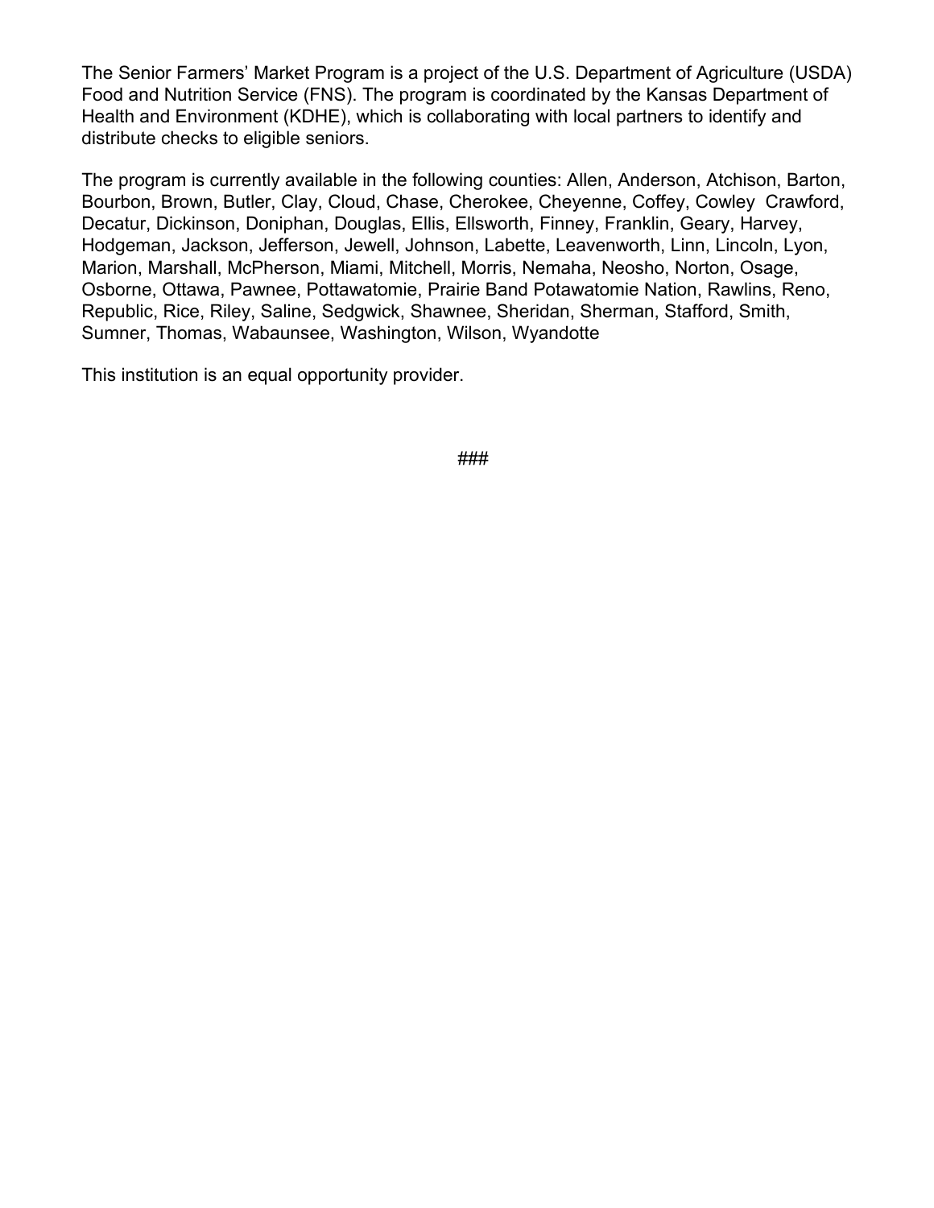The Senior Farmers' Market Program is a project of the U.S. Department of Agriculture (USDA) Food and Nutrition Service (FNS). The program is coordinated by the Kansas Department of Health and Environment (KDHE), which is collaborating with local partners to identify and distribute checks to eligible seniors.

The program is currently available in the following counties: Allen, Anderson, Atchison, Barton, Bourbon, Brown, Butler, Clay, Cloud, Chase, Cherokee, Cheyenne, Coffey, Cowley  Crawford, Decatur, Dickinson, Doniphan, Douglas, Ellis, Ellsworth, Finney, Franklin, Geary, Harvey, Hodgeman, Jackson, Jefferson, Jewell, Johnson, Labette, Leavenworth, Linn, Lincoln, Lyon, Marion, Marshall, McPherson, Miami, Mitchell, Morris, Nemaha, Neosho, Norton, Osage, Osborne, Ottawa, Pawnee, Pottawatomie, Prairie Band Potawatomie Nation, Rawlins, Reno, Republic, Rice, Riley, Saline, Sedgwick, Shawnee, Sheridan, Sherman, Stafford, Smith, Sumner, Thomas, Wabaunsee, Washington, Wilson, Wyandotte

This institution is an equal opportunity provider.

###